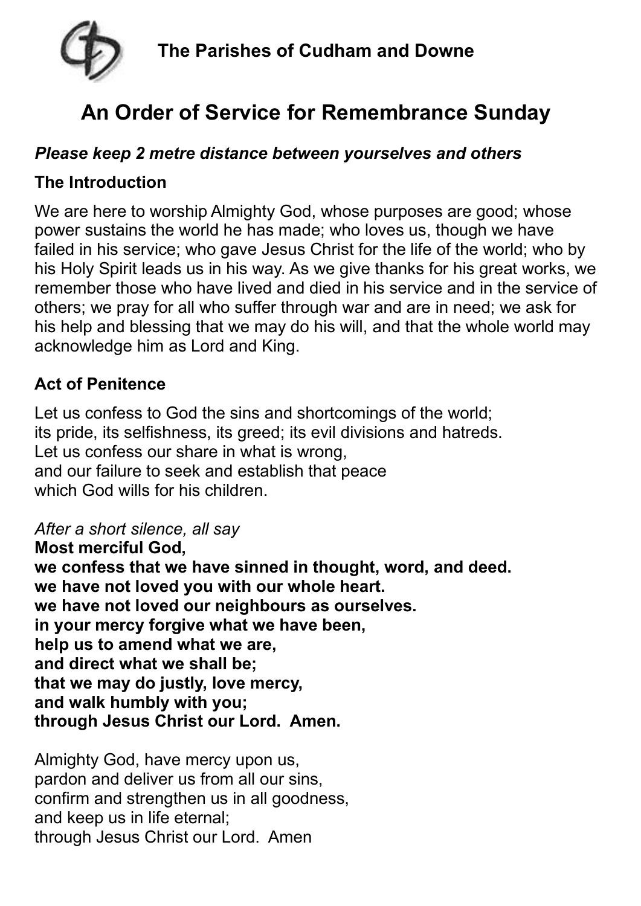**The Parishes of Cudham and Downe**

# An Order of Service for Remembrance Sunday

***Please keep 2 metre distance between yourselves and others***

### The Introduction

We are here to worship Almighty God, whose purposes are good; whose power sustains the world he has made; who loves us, though we have failed in his service; who gave Jesus Christ for the life of the world; who by his Holy Spirit leads us in his way. As we give thanks for his great works, we remember those who have lived and died in his service and in the service of others; we pray for all who suffer through war and are in need; we ask for his help and blessing that we may do his will, and that the whole world may acknowledge him as Lord and King.

### Act of Penitence

Let us confess to God the sins and shortcomings of the world;
its pride, its selfishness, its greed; its evil divisions and hatreds.
Let us confess our share in what is wrong,
and our failure to seek and establish that peace
which God wills for his children.

*After a short silence, all say*

**Most merciful God,**
**we confess that we have sinned in thought, word, and deed.**
**we have not loved you with our whole heart.**
**we have not loved our neighbours as ourselves.**
**in your mercy forgive what we have been,**
**help us to amend what we are,**
**and direct what we shall be;**
**that we may do justly, love mercy,**
**and walk humbly with you;**
**through Jesus Christ our Lord. Amen.**

Almighty God, have mercy upon us,
pardon and deliver us from all our sins,
confirm and strengthen us in all goodness,
and keep us in life eternal;
through Jesus Christ our Lord. Amen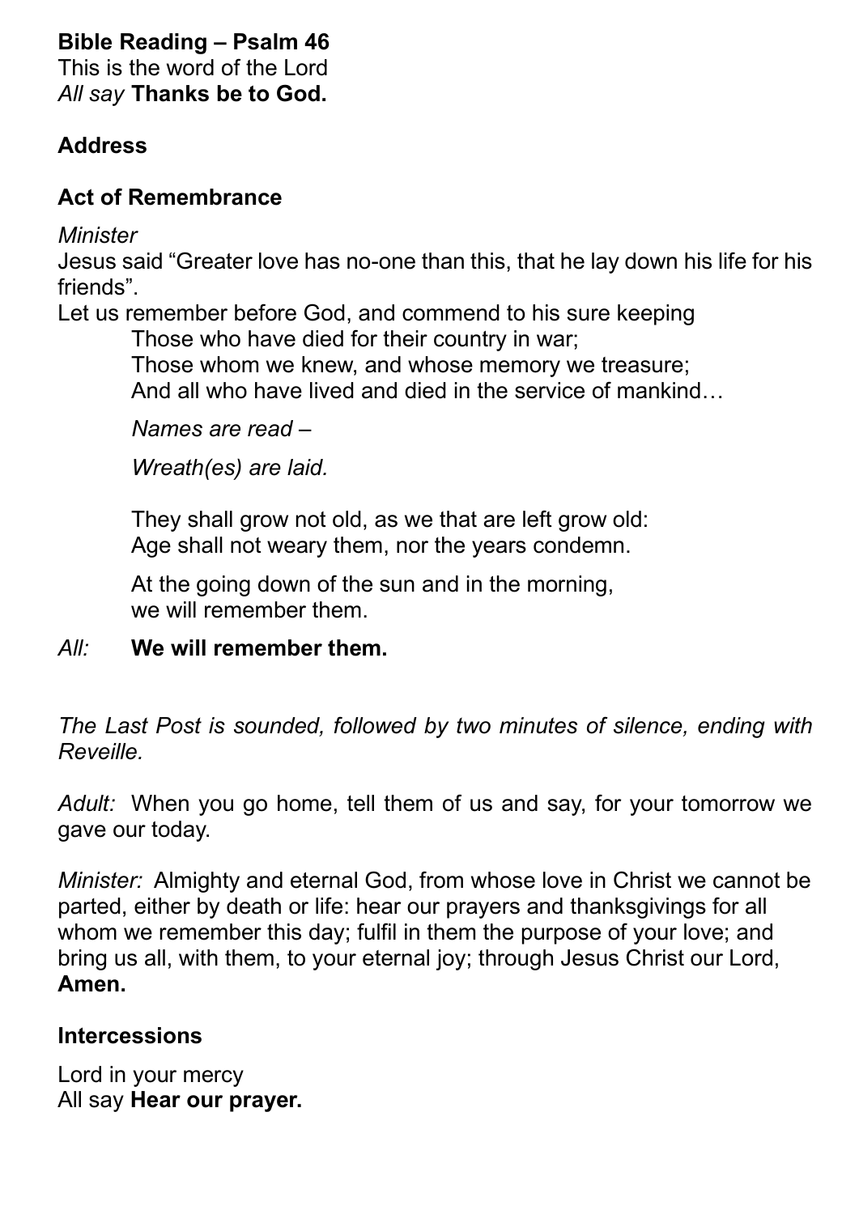**Bible Reading – Psalm 46**
This is the word of the Lord
*All say* **Thanks be to God.**

**Address**

**Act of Remembrance**

*Minister*
Jesus said "Greater love has no-one than this, that he lay down his life for his friends".
Let us remember before God, and commend to his sure keeping
Those who have died for their country in war;
Those whom we knew, and whose memory we treasure;
And all who have lived and died in the service of mankind…

*Names are read –*

*Wreath(es) are laid.*

They shall grow not old, as we that are left grow old:
Age shall not weary them, nor the years condemn.

At the going down of the sun and in the morning,
we will remember them.

*All:* **We will remember them.**

*The Last Post is sounded, followed by two minutes of silence, ending with Reveille.*

*Adult:* When you go home, tell them of us and say, for your tomorrow we gave our today.

*Minister:* Almighty and eternal God, from whose love in Christ we cannot be parted, either by death or life: hear our prayers and thanksgivings for all whom we remember this day; fulfil in them the purpose of your love; and bring us all, with them, to your eternal joy; through Jesus Christ our Lord, **Amen.**

**Intercessions**

Lord in your mercy
All say **Hear our prayer.**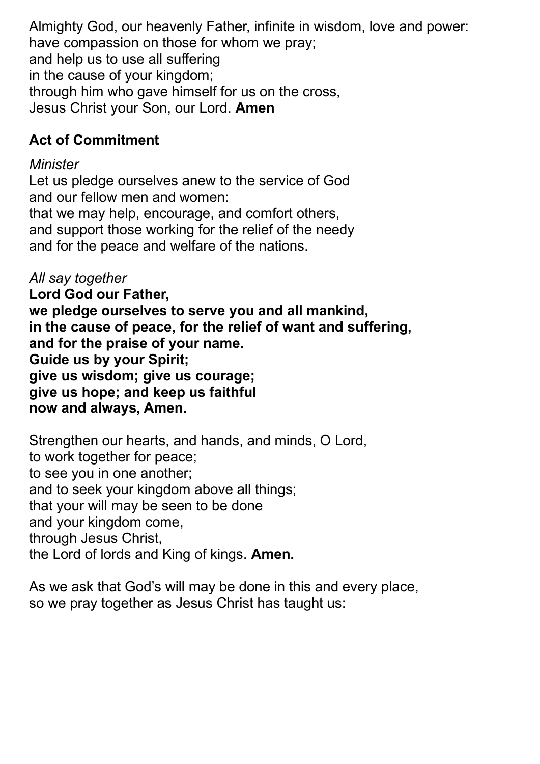Almighty God, our heavenly Father, infinite in wisdom, love and power:
have compassion on those for whom we pray;
and help us to use all suffering
in the cause of your kingdom;
through him who gave himself for us on the cross,
Jesus Christ your Son, our Lord. **Amen**

**Act of Commitment**

*Minister*
Let us pledge ourselves anew to the service of God
and our fellow men and women:
that we may help, encourage, and comfort others,
and support those working for the relief of the needy
and for the peace and welfare of the nations.

*All say together*
**Lord God our Father,**
**we pledge ourselves to serve you and all mankind,**
**in the cause of peace, for the relief of want and suffering,**
**and for the praise of your name.**
**Guide us by your Spirit;**
**give us wisdom; give us courage;**
**give us hope; and keep us faithful**
**now and always, Amen.**

Strengthen our hearts, and hands, and minds, O Lord,
to work together for peace;
to see you in one another;
and to seek your kingdom above all things;
that your will may be seen to be done
and your kingdom come,
through Jesus Christ,
the Lord of lords and King of kings. **Amen.**

As we ask that God's will may be done in this and every place,
so we pray together as Jesus Christ has taught us: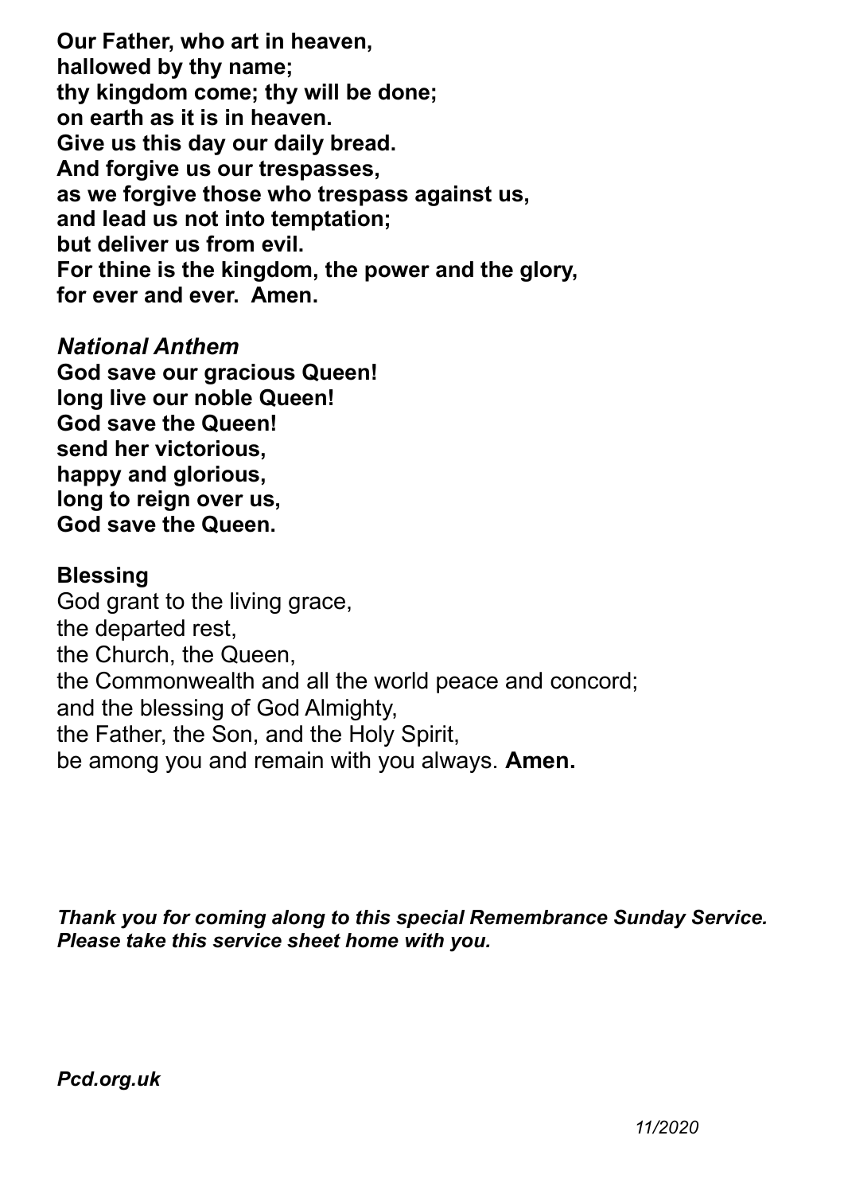**Our Father, who art in heaven,**
**hallowed by thy name;**
**thy kingdom come; thy will be done;**
**on earth as it is in heaven.**
**Give us this day our daily bread.**
**And forgive us our trespasses,**
**as we forgive those who trespass against us,**
**and lead us not into temptation;**
**but deliver us from evil.**
**For thine is the kingdom, the power and the glory,**
**for ever and ever. Amen.**

***National Anthem***

**God save our gracious Queen!**
**long live our noble Queen!**
**God save the Queen!**
**send her victorious,**
**happy and glorious,**
**long to reign over us,**
**God save the Queen.**

**Blessing**

God grant to the living grace,
the departed rest,
the Church, the Queen,
the Commonwealth and all the world peace and concord;
and the blessing of God Almighty,
the Father, the Son, and the Holy Spirit,
be among you and remain with you always. **Amen.**

***Thank you for coming along to this special Remembrance Sunday Service.***
***Please take this service sheet home with you.***

***Pcd.org.uk***

*11/2020*